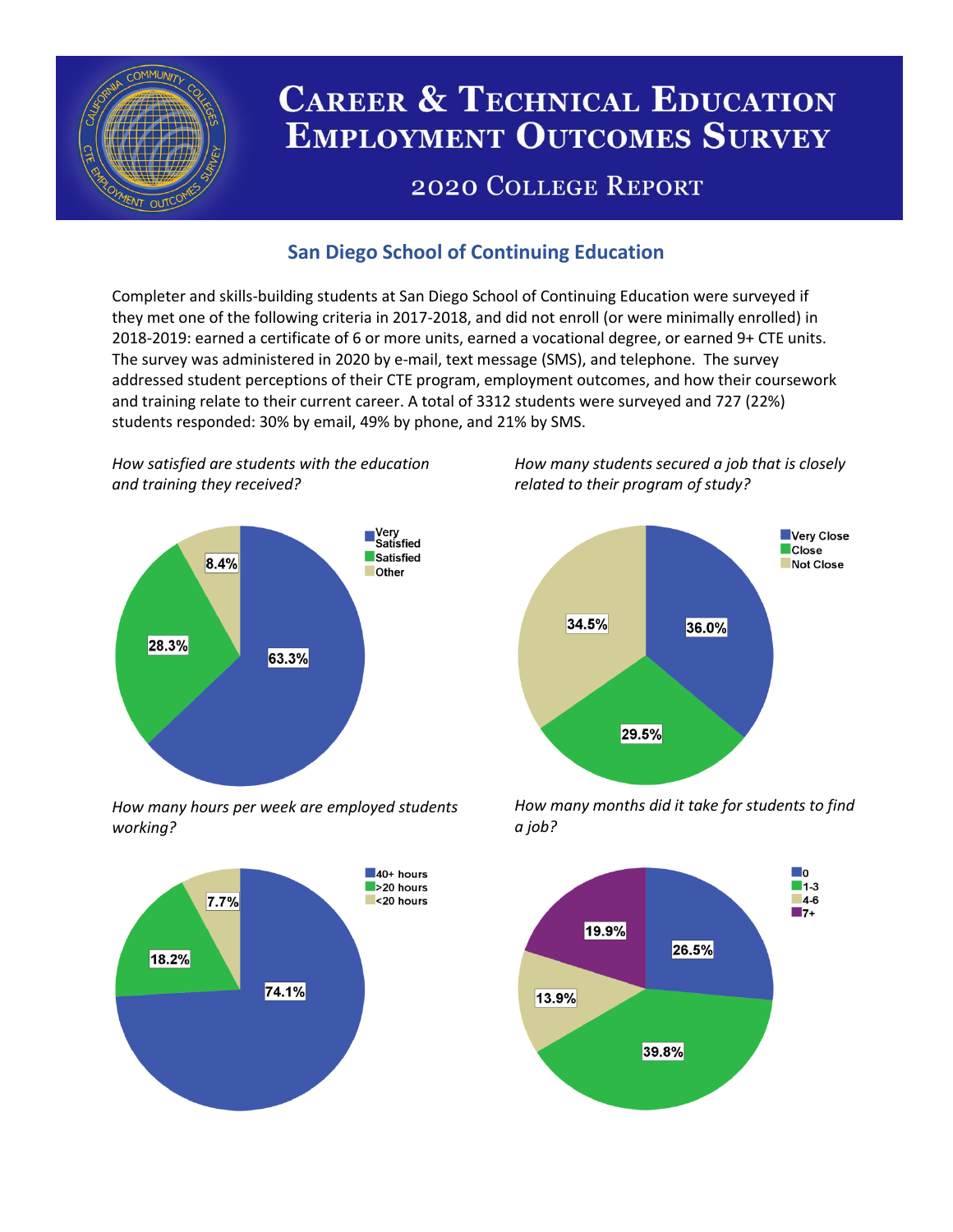# Career & Technical Education Employment Outcomes Survey

## 2020 College Report

### San Diego School of Continuing Education

Completer and skills-building students at San Diego School of Continuing Education were surveyed if they met one of the following criteria in 2017-2018, and did not enroll (or were minimally enrolled) in 2018-2019: earned a certificate of 6 or more units, earned a vocational degree, or earned 9+ CTE units. The survey was administered in 2020 by e-mail, text message (SMS), and telephone. The survey addressed student perceptions of their CTE program, employment outcomes, and how their coursework and training relate to their current career. A total of 3312 students were surveyed and 727 (22%) students responded: 30% by email, 49% by phone, and 21% by SMS.

*How satisfied are students with the education and training they received?*

Very Satisfied
Satisfied
Other
63.3%
28.3%
8.4%

*How many students secured a job that is closely related to their program of study?*

Very Close
Close
Not Close
36.0%
29.5%
34.5%

*How many hours per week are employed students working?*

40+ hours
>20 hours
<20 hours
74.1%
18.2%
7.7%

*How many months did it take for students to find a job?*

0
1-3
4-6
7+
26.5%
39.8%
13.9%
19.9%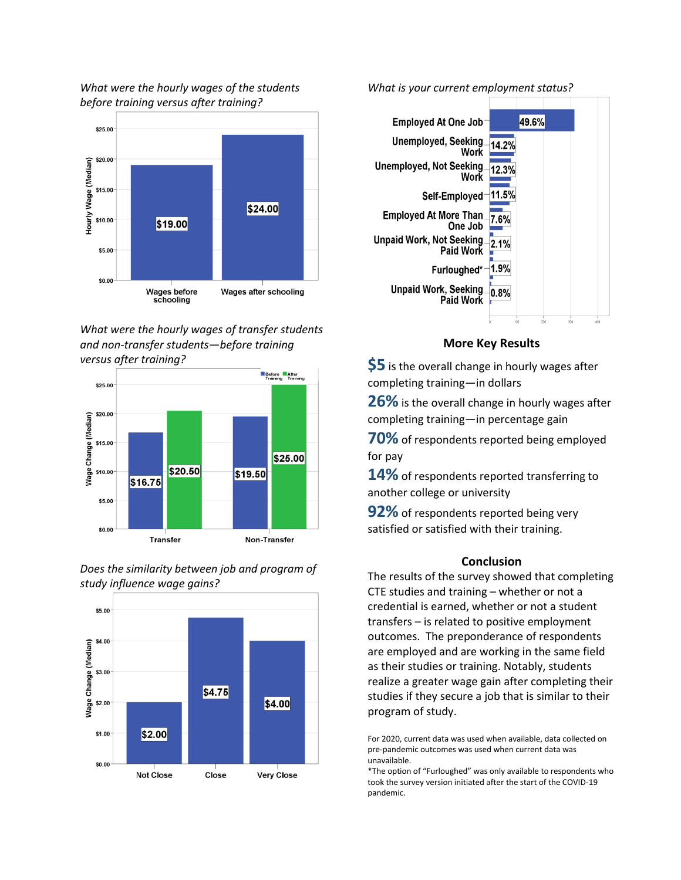*What were the hourly wages of the students before training versus after training?*

$25.00
$20.00
$15.00
$10.00
$5.00
$0.00
Hourly Wage (Median)
$19.00
$24.00
Wages before schooling
Wages after schooling

*What were the hourly wages of transfer students and non-transfer students—before training versus after training?*

Before Training
After Training
$25.00
$20.00
$15.00
$10.00
$5.00
$0.00
Wage Change (Median)
$16.75
$20.50
$19.50
$25.00
Transfer
Non-Transfer

*Does the similarity between job and program of study influence wage gains?*

$5.00
$4.00
$3.00
$2.00
$1.00
$0.00
Wage Change (Median)
$2.00
$4.75
$4.00
Not Close
Close
Very Close

*What is your current employment status?*

Employed At One Job 49.6%
Unemployed, Seeking Work 14.2%
Unemployed, Not Seeking Work 12.3%
Self-Employed 11.5%
Employed At More Than One Job 7.6%
Unpaid Work, Not Seeking Paid Work 2.1%
Furloughed* 1.9%
Unpaid Work, Seeking Paid Work 0.8%
0 100 200 300 400

### More Key Results

**$5** is the overall change in hourly wages after completing training—in dollars

**26%** is the overall change in hourly wages after completing training—in percentage gain

**70%** of respondents reported being employed for pay

**14%** of respondents reported transferring to another college or university

**92%** of respondents reported being very satisfied or satisfied with their training.

### Conclusion

The results of the survey showed that completing CTE studies and training – whether or not a credential is earned, whether or not a student transfers – is related to positive employment outcomes. The preponderance of respondents are employed and are working in the same field as their studies or training. Notably, students realize a greater wage gain after completing their studies if they secure a job that is similar to their program of study.

For 2020, current data was used when available, data collected on pre-pandemic outcomes was used when current data was unavailable.

*The option of "Furloughed" was only available to respondents who took the survey version initiated after the start of the COVID-19 pandemic.